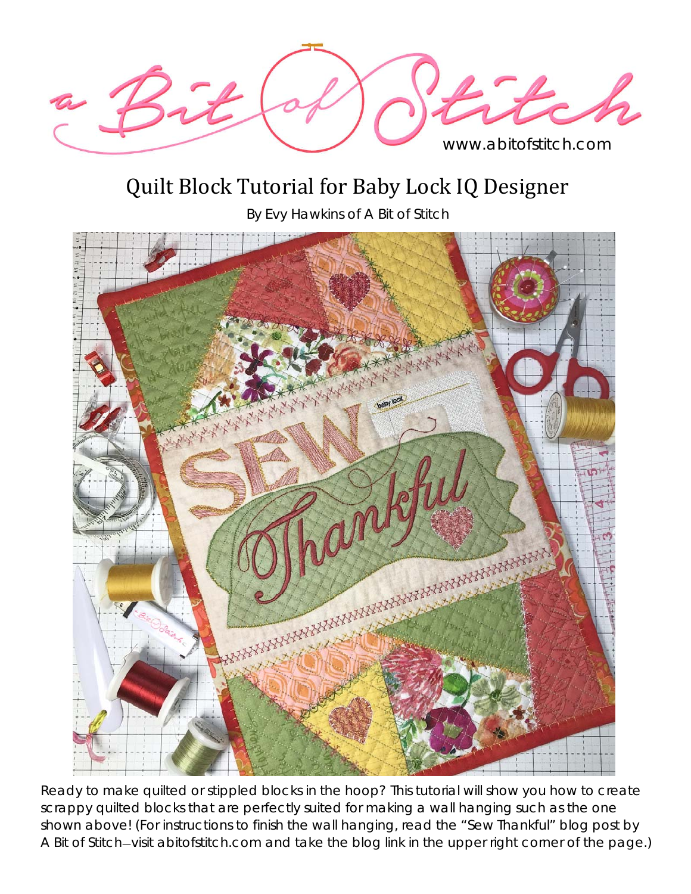www.abitofstitch.com

# Quilt Block Tutorial for Baby Lock IQ Designer

By Evy Hawkins of A Bit of Stitch

Ready to make quilted or stippled blocks in the hoop? This tutorial will show you how to create scrappy quilted blocks that are perfectly suited for making a wall hanging such as the one shown above! (For instructions to finish the wall hanging, read the "Sew Thankful" blog post by A Bit of Stitch—visit abitofstitch.com and take the blog link in the upper right corner of the page.)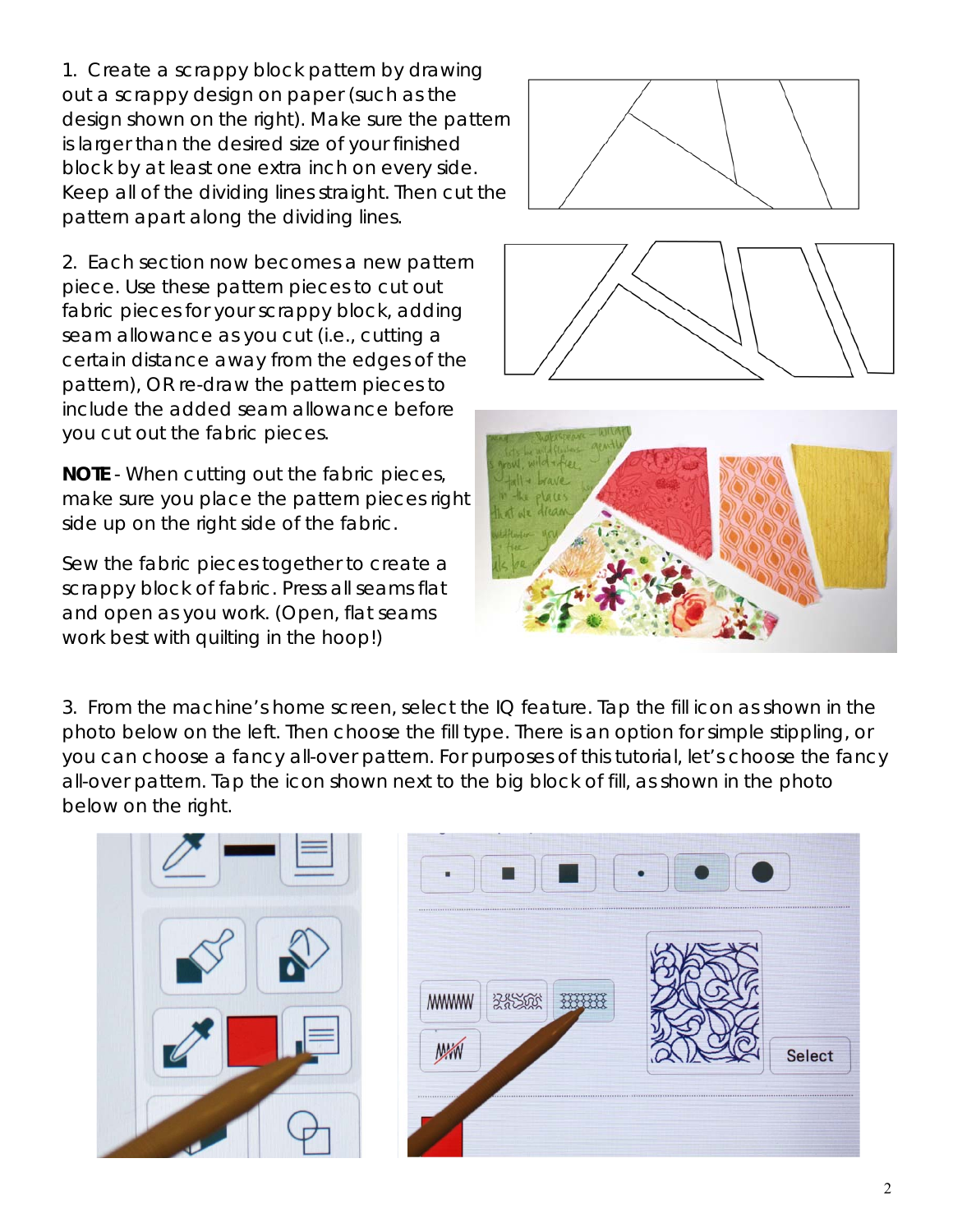1. Create a scrappy block pattern by drawing out a scrappy design on paper (such as the design shown on the right). Make sure the pattern is larger than the desired size of your finished block by at least one extra inch on every side. Keep all of the dividing lines straight. Then cut the pattern apart along the dividing lines.

2. Each section now becomes a new pattern piece. Use these pattern pieces to cut out fabric pieces for your scrappy block, adding seam allowance as you cut (i.e., cutting a certain distance away from the edges of the pattern), OR re-draw the pattern pieces to include the added seam allowance before you cut out the fabric pieces.

**NOTE** - When cutting out the fabric pieces, make sure you place the pattern pieces right side up on the right side of the fabric.

Sew the fabric pieces together to create a scrappy block of fabric. Press all seams flat and open as you work. (Open, flat seams work best with quilting in the hoop!)

3. From the machine's home screen, select the IQ feature. Tap the fill icon as shown in the photo below on the left. Then choose the fill type. There is an option for simple stippling, or you can choose a fancy all-over pattern. For purposes of this tutorial, let's choose the fancy all-over pattern. Tap the icon shown next to the big block of fill, as shown in the photo below on the right.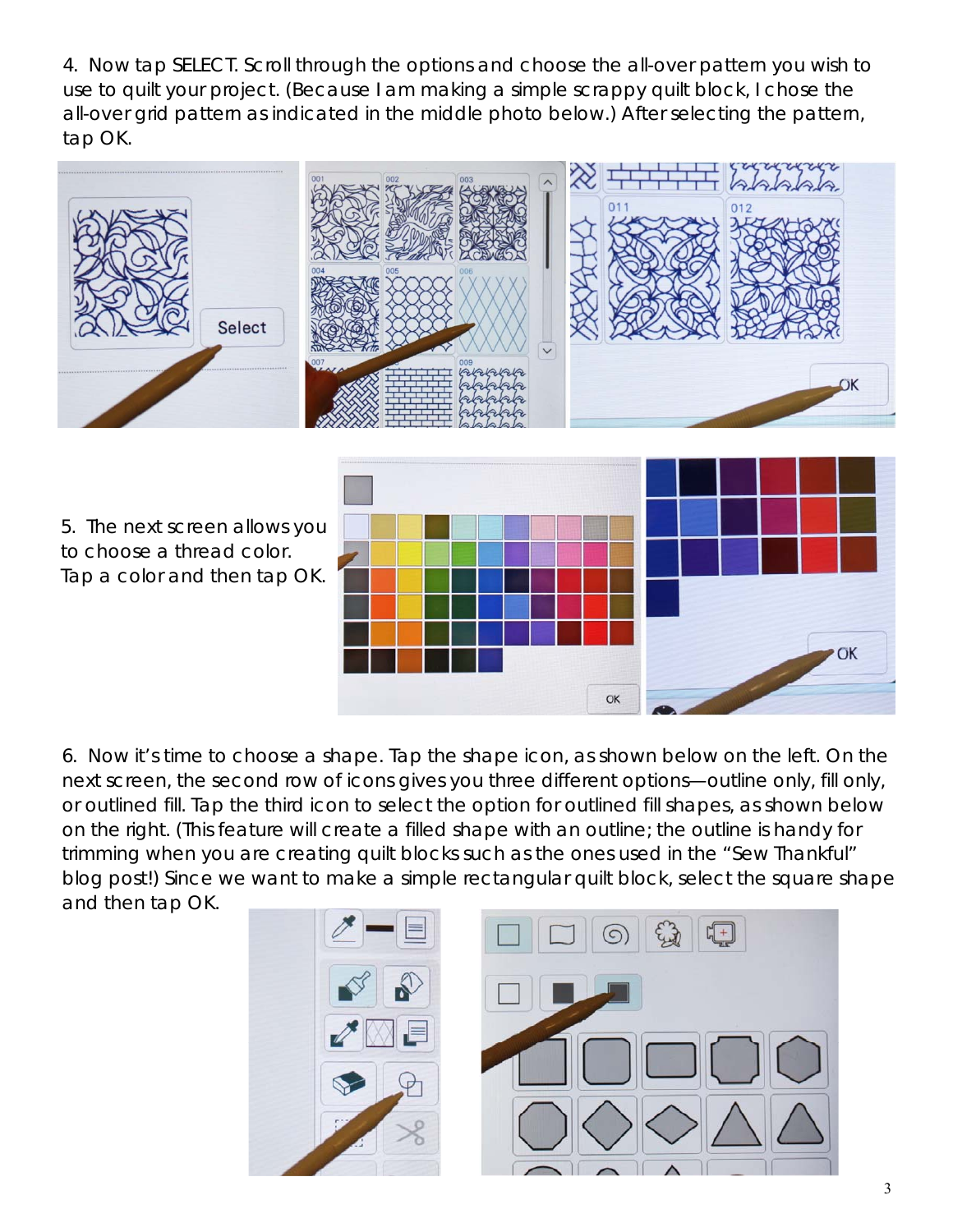4. Now tap SELECT. Scroll through the options and choose the all-over pattern you wish to use to quilt your project. (Because I am making a simple scrappy quilt block, I chose the all-over grid pattern as indicated in the middle photo below.) After selecting the pattern, tap OK.

5. The next screen allows you to choose a thread color. Tap a color and then tap OK.

6. Now it's time to choose a shape. Tap the shape icon, as shown below on the left. On the next screen, the second row of icons gives you three different options—outline only, fill only, or outlined fill. Tap the third icon to select the option for outlined fill shapes, as shown below on the right. (This feature will create a filled shape with an outline; the outline is handy for trimming when you are creating quilt blocks such as the ones used in the "Sew Thankful" blog post!) Since we want to make a simple rectangular quilt block, select the square shape and then tap OK.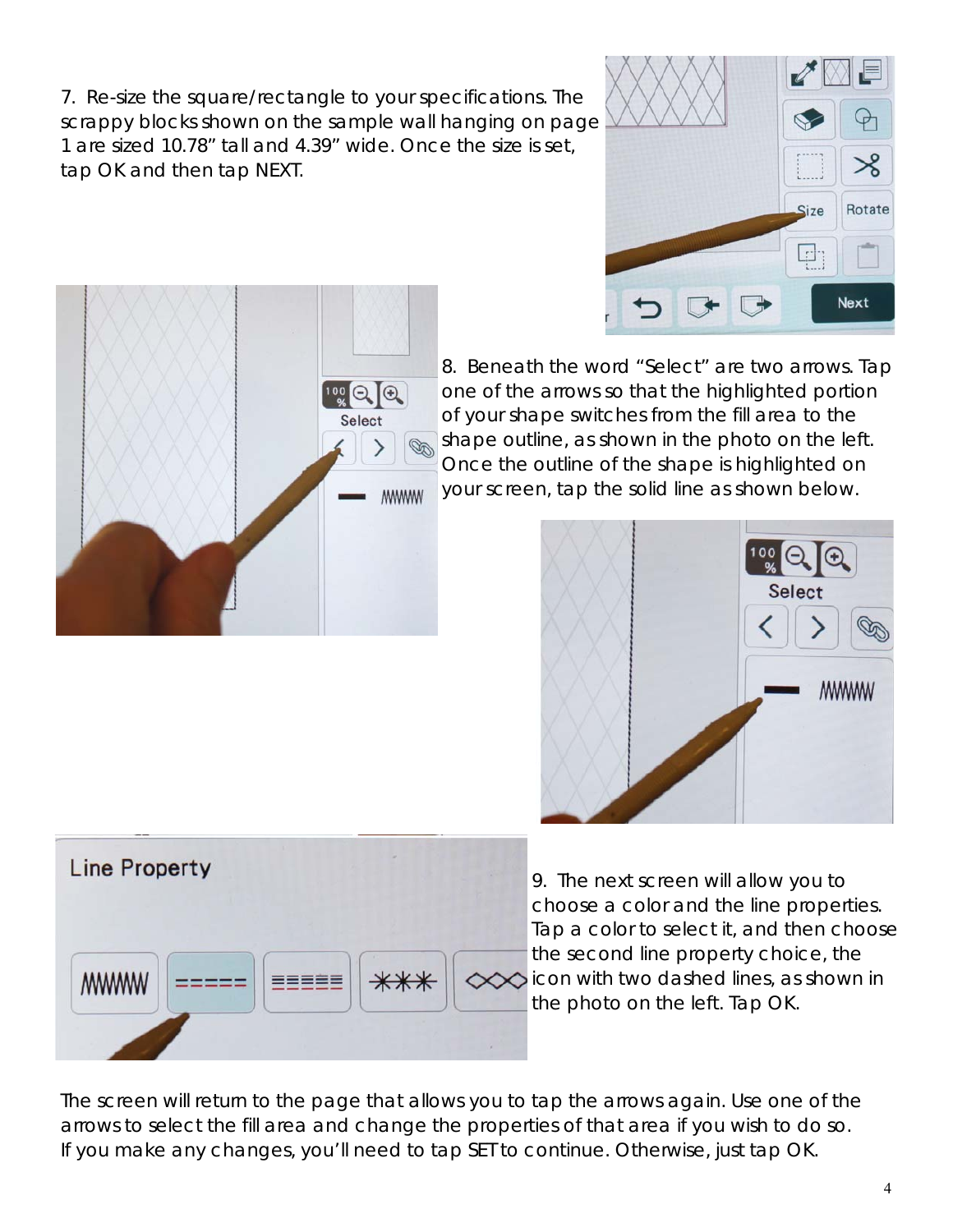7. Re-size the square/rectangle to your specifications. The scrappy blocks shown on the sample wall hanging on page 1 are sized 10.78" tall and 4.39" wide. Once the size is set, tap OK and then tap NEXT.

8. Beneath the word "Select" are two arrows. Tap one of the arrows so that the highlighted portion of your shape switches from the fill area to the shape outline, as shown in the photo on the left. Once the outline of the shape is highlighted on your screen, tap the solid line as shown below.

9. The next screen will allow you to choose a color and the line properties. Tap a color to select it, and then choose the second line property choice, the icon with two dashed lines, as shown in the photo on the left. Tap OK.

The screen will return to the page that allows you to tap the arrows again. Use one of the arrows to select the fill area and change the properties of that area if you wish to do so. If you make any changes, you'll need to tap SET to continue. Otherwise, just tap OK.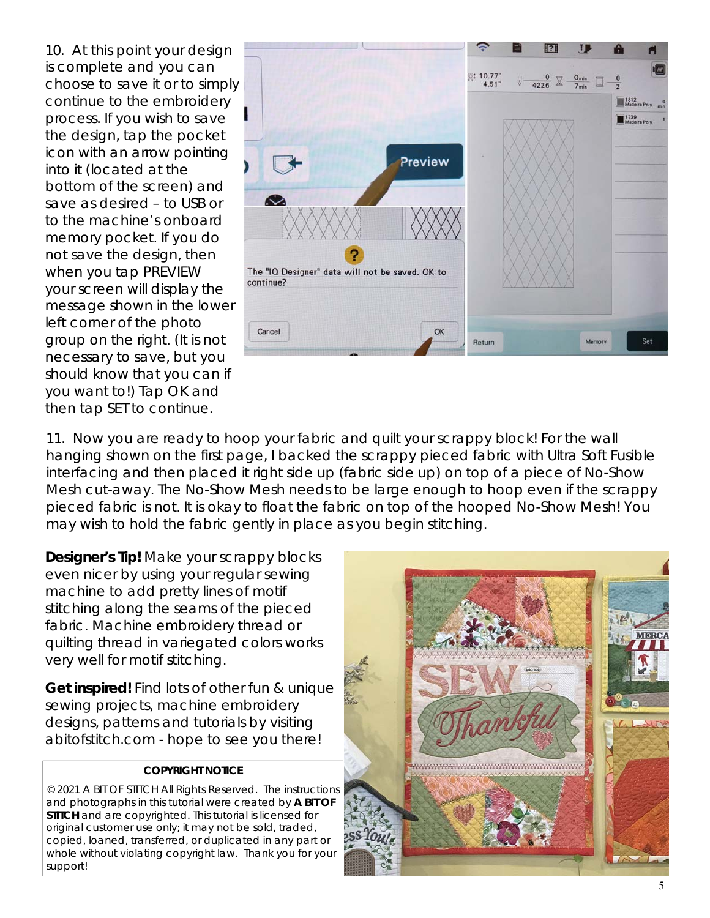10. At this point your design is complete and you can choose to save it or to simply continue to the embroidery process. If you wish to save the design, tap the pocket icon with an arrow pointing into it (located at the bottom of the screen) and save as desired – to USB or to the machine's onboard memory pocket. If you do not save the design, then when you tap PREVIEW your screen will display the message shown in the lower left corner of the photo group on the right. (It is not necessary to save, but you should know that you can if you want to!) Tap OK and then tap SET to continue.

11. Now you are ready to hoop your fabric and quilt your scrappy block! For the wall hanging shown on the first page, I backed the scrappy pieced fabric with Ultra Soft Fusible interfacing and then placed it right side up (fabric side up) on top of a piece of No-Show Mesh cut-away. The No-Show Mesh needs to be large enough to hoop even if the scrappy pieced fabric is not. It is okay to float the fabric on top of the hooped No-Show Mesh! You may wish to hold the fabric gently in place as you begin stitching.

**Designer's Tip!** Make your scrappy blocks even nicer by using your regular sewing machine to add pretty lines of motif stitching along the seams of the pieced fabric. Machine embroidery thread or quilting thread in variegated colors works very well for motif stitching.

**Get inspired!** Find lots of other fun & unique sewing projects, machine embroidery designs, patterns and tutorials by visiting abitofstitch.com - hope to see you there!

**COPYRIGHT NOTICE**

© 2021 A BIT OF STITCH All Rights Reserved. The instructions and photographs in this tutorial were created by **A BIT OF STITCH** and are copyrighted. This tutorial is licensed for original customer use only; it may not be sold, traded, copied, loaned, transferred, or duplicated in any part or whole without violating copyright law. Thank you for your support!